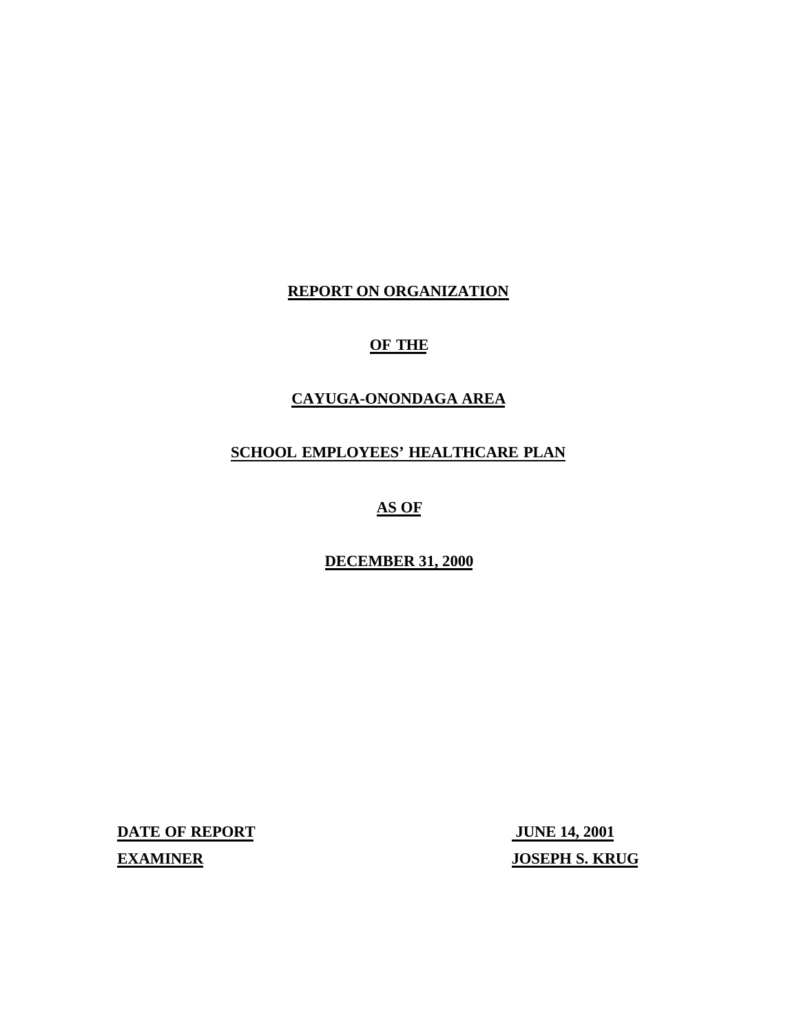# REPORT ON ORGANIZATION

# OF THE

# CAYUGA-ONONDAGA AREA

# SCHOOL EMPLOYEES' HEALTHCARE PLAN

# AS OF

# DECEMBER 31, 2000

| | |
|---|---|
| **DATE OF REPORT** | **JUNE 14, 2001** |
| **EXAMINER** | **JOSEPH S. KRUG** |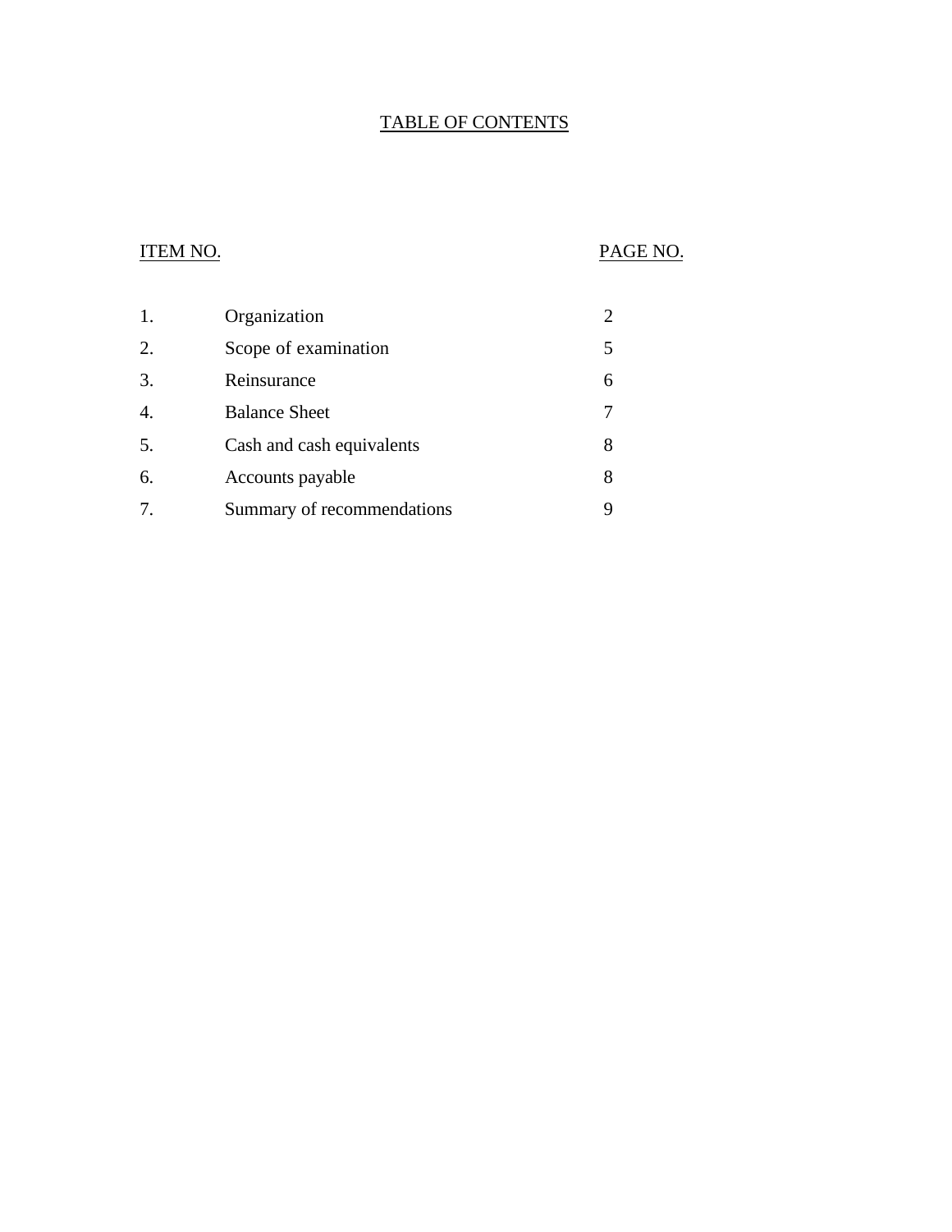# TABLE OF CONTENTS

| ITEM NO. | | PAGE NO. |
|---|---|---|
| 1. | Organization | 2 |
| 2. | Scope of examination | 5 |
| 3. | Reinsurance | 6 |
| 4. | Balance Sheet | 7 |
| 5. | Cash and cash equivalents | 8 |
| 6. | Accounts payable | 8 |
| 7. | Summary of recommendations | 9 |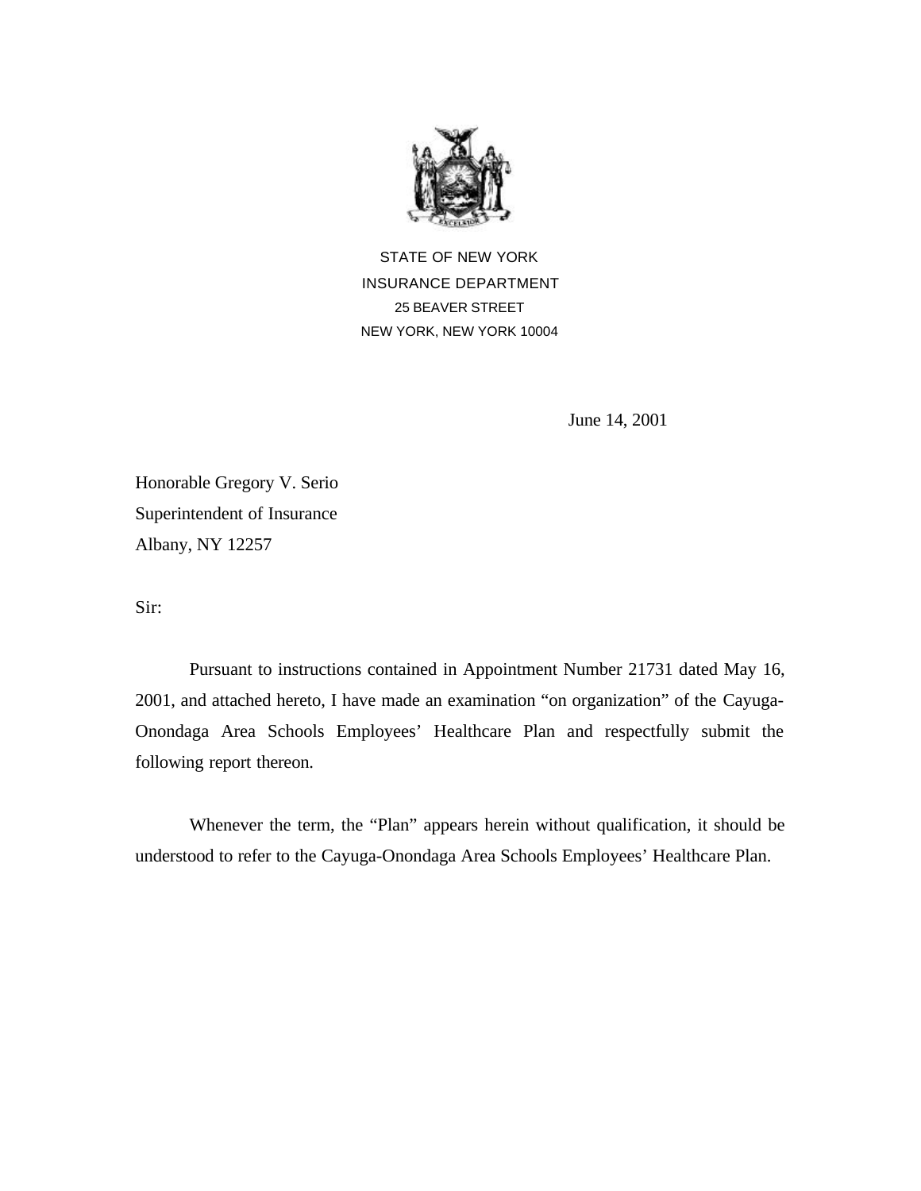STATE OF NEW YORK

INSURANCE DEPARTMENT

25 BEAVER STREET

NEW YORK, NEW YORK 10004

June 14, 2001

Honorable Gregory V. Serio
Superintendent of Insurance
Albany, NY 12257

Sir:

Pursuant to instructions contained in Appointment Number 21731 dated May 16, 2001, and attached hereto, I have made an examination "on organization" of the Cayuga-Onondaga Area Schools Employees' Healthcare Plan and respectfully submit the following report thereon.

Whenever the term, the "Plan" appears herein without qualification, it should be understood to refer to the Cayuga-Onondaga Area Schools Employees' Healthcare Plan.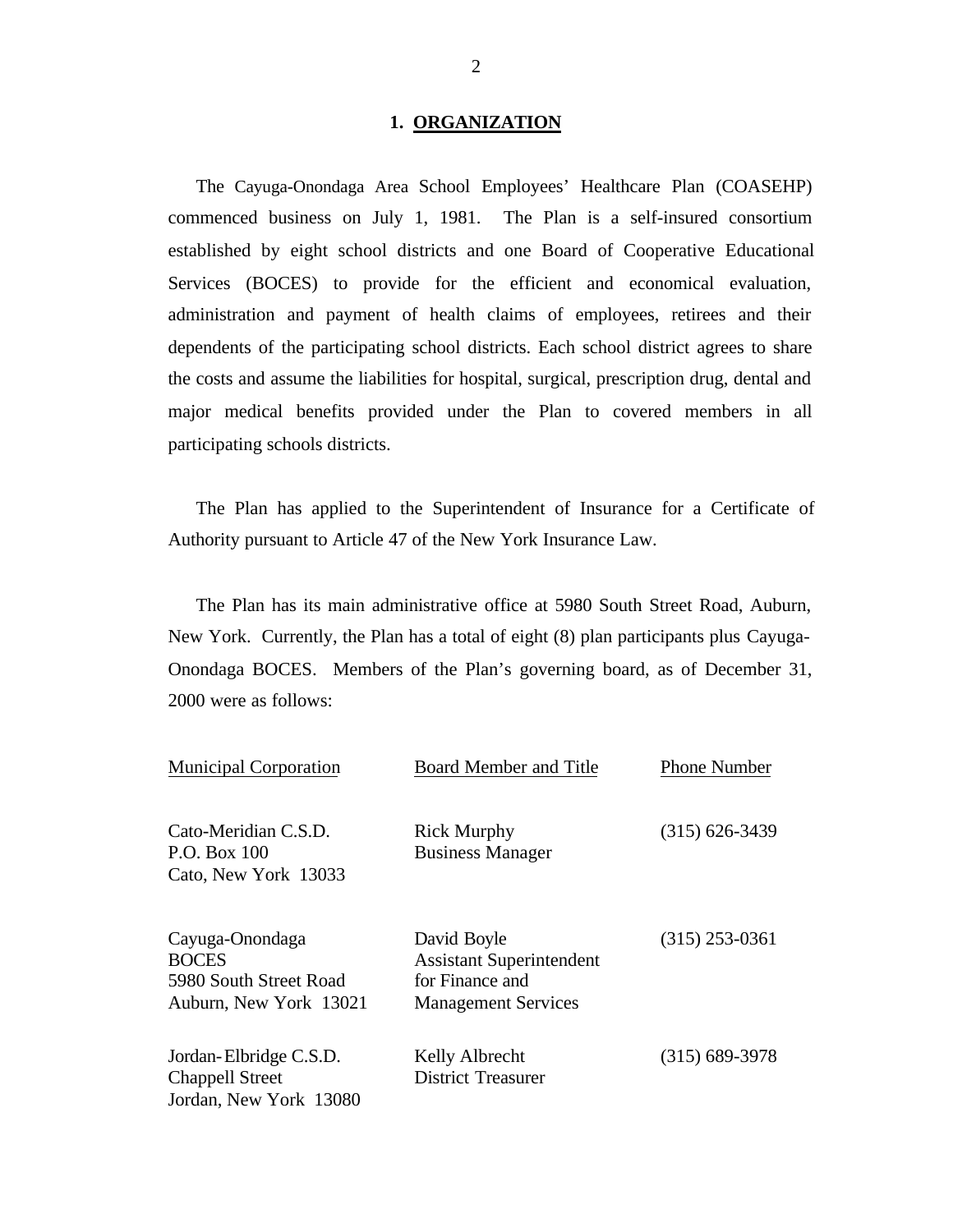## 1. ORGANIZATION

The Cayuga-Onondaga Area School Employees' Healthcare Plan (COASEHP) commenced business on July 1, 1981. The Plan is a self-insured consortium established by eight school districts and one Board of Cooperative Educational Services (BOCES) to provide for the efficient and economical evaluation, administration and payment of health claims of employees, retirees and their dependents of the participating school districts. Each school district agrees to share the costs and assume the liabilities for hospital, surgical, prescription drug, dental and major medical benefits provided under the Plan to covered members in all participating schools districts.

The Plan has applied to the Superintendent of Insurance for a Certificate of Authority pursuant to Article 47 of the New York Insurance Law.

The Plan has its main administrative office at 5980 South Street Road, Auburn, New York. Currently, the Plan has a total of eight (8) plan participants plus Cayuga-Onondaga BOCES. Members of the Plan's governing board, as of December 31, 2000 were as follows:

| Municipal Corporation | Board Member and Title | Phone Number |
|---|---|---|
| Cato-Meridian C.S.D.<br>P.O. Box 100<br>Cato, New York 13033 | Rick Murphy<br>Business Manager | (315) 626-3439 |
| Cayuga-Onondaga BOCES<br>5980 South Street Road<br>Auburn, New York 13021 | David Boyle<br>Assistant Superintendent for Finance and Management Services | (315) 253-0361 |
| Jordan-Elbridge C.S.D.<br>Chappell Street<br>Jordan, New York 13080 | Kelly Albrecht<br>District Treasurer | (315) 689-3978 |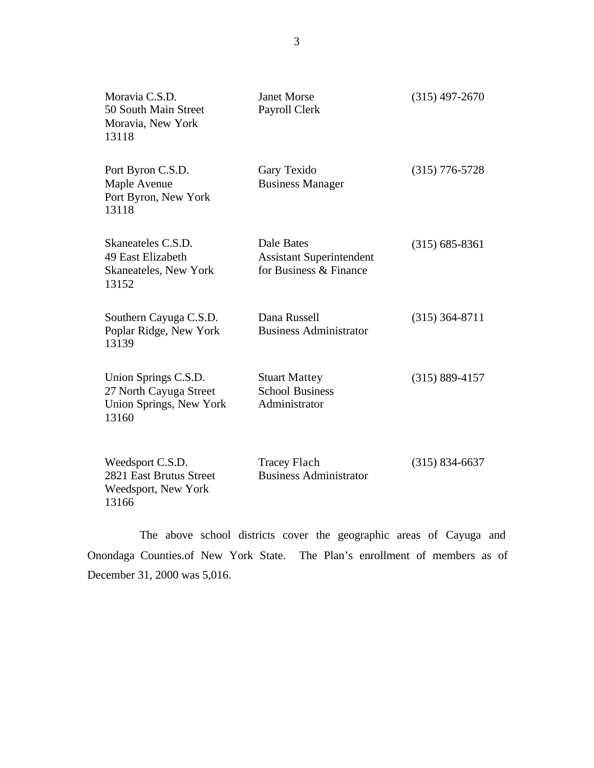| | | |
|---|---|---|
| Moravia C.S.D.<br>50 South Main Street<br>Moravia, New York<br>13118 | Janet Morse<br>Payroll Clerk | (315) 497-2670 |
| Port Byron C.S.D.<br>Maple Avenue<br>Port Byron, New York<br>13118 | Gary Texido<br>Business Manager | (315) 776-5728 |
| Skaneateles C.S.D.<br>49 East Elizabeth<br>Skaneateles, New York<br>13152 | Dale Bates<br>Assistant Superintendent<br>for Business & Finance | (315) 685-8361 |
| Southern Cayuga C.S.D.<br>Poplar Ridge, New York<br>13139 | Dana Russell<br>Business Administrator | (315) 364-8711 |
| Union Springs C.S.D.<br>27 North Cayuga Street<br>Union Springs, New York<br>13160 | Stuart Mattey<br>School Business<br>Administrator | (315) 889-4157 |
| Weedsport C.S.D.<br>2821 East Brutus Street<br>Weedsport, New York<br>13166 | Tracey Flach<br>Business Administrator | (315) 834-6637 |

The above school districts cover the geographic areas of Cayuga and Onondaga Counties.of New York State. The Plan's enrollment of members as of December 31, 2000 was 5,016.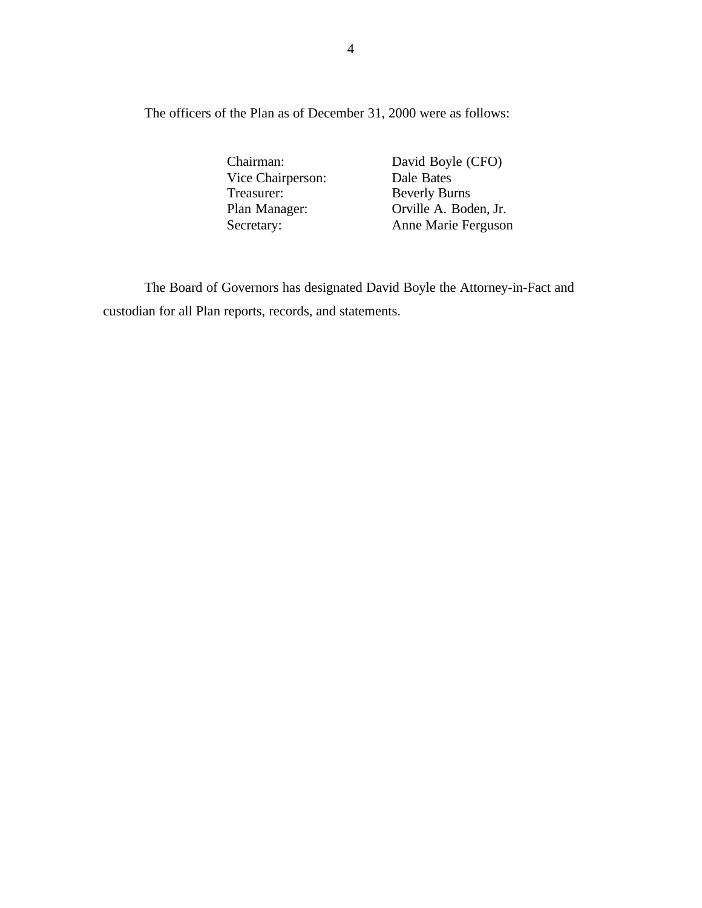The officers of the Plan as of December 31, 2000 were as follows:

| | |
|---|---|
| Chairman: | David Boyle (CFO) |
| Vice Chairperson: | Dale Bates |
| Treasurer: | Beverly Burns |
| Plan Manager: | Orville A. Boden, Jr. |
| Secretary: | Anne Marie Ferguson |

The Board of Governors has designated David Boyle the Attorney-in-Fact and custodian for all Plan reports, records, and statements.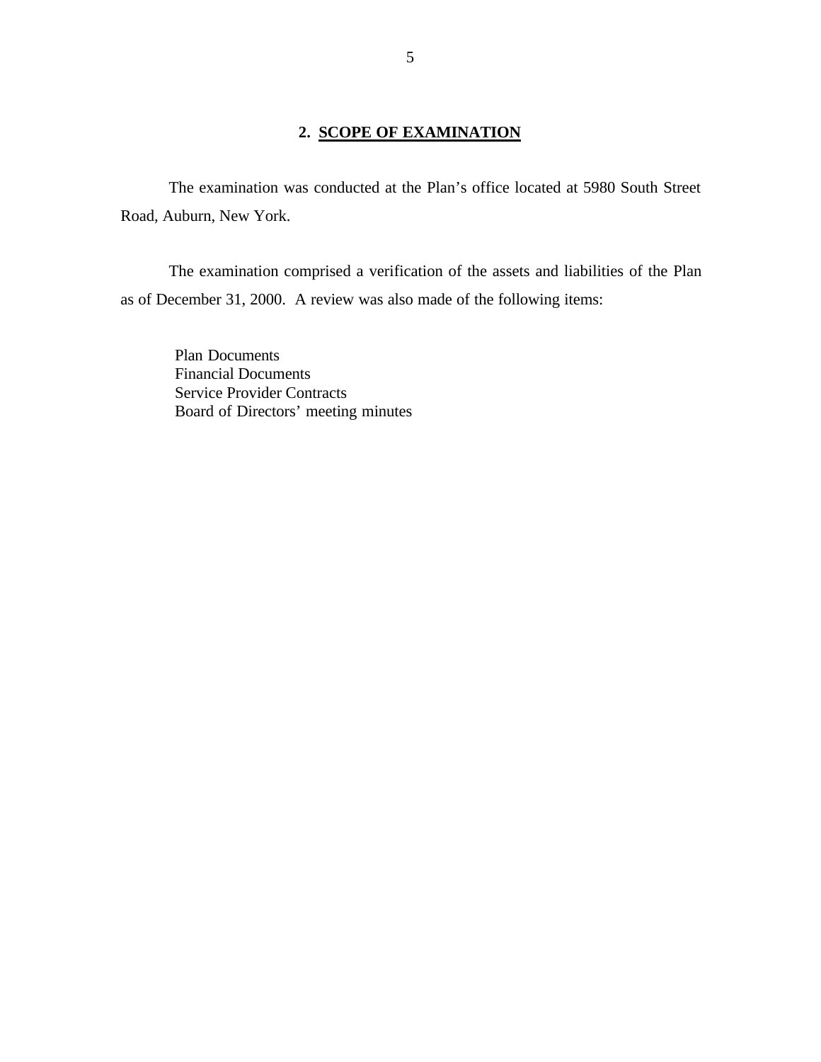## 2. SCOPE OF EXAMINATION

The examination was conducted at the Plan's office located at 5980 South Street Road, Auburn, New York.

The examination comprised a verification of the assets and liabilities of the Plan as of December 31, 2000. A review was also made of the following items:

Plan Documents
Financial Documents
Service Provider Contracts
Board of Directors' meeting minutes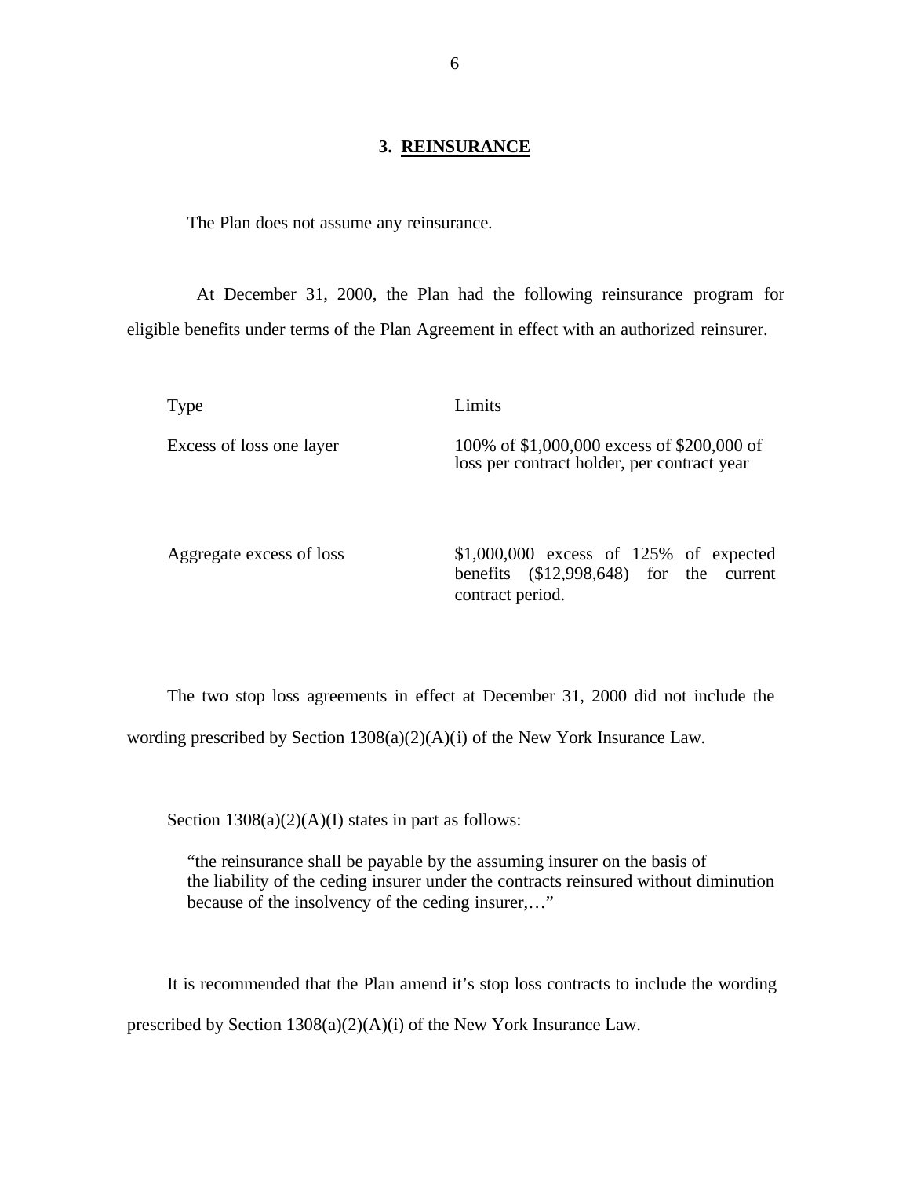## 3. REINSURANCE

The Plan does not assume any reinsurance.

At December 31, 2000, the Plan had the following reinsurance program for eligible benefits under terms of the Plan Agreement in effect with an authorized reinsurer.

| Type | Limits |
|---|---|
| Excess of loss one layer | 100% of $1,000,000 excess of $200,000 of loss per contract holder, per contract year |
| Aggregate excess of loss | $1,000,000 excess of 125% of expected benefits ($12,998,648) for the current contract period. |

The two stop loss agreements in effect at December 31, 2000 did not include the wording prescribed by Section 1308(a)(2)(A)(i) of the New York Insurance Law.

Section 1308(a)(2)(A)(I) states in part as follows:

> "the reinsurance shall be payable by the assuming insurer on the basis of the liability of the ceding insurer under the contracts reinsured without diminution because of the insolvency of the ceding insurer,…"

It is recommended that the Plan amend it's stop loss contracts to include the wording prescribed by Section 1308(a)(2)(A)(i) of the New York Insurance Law.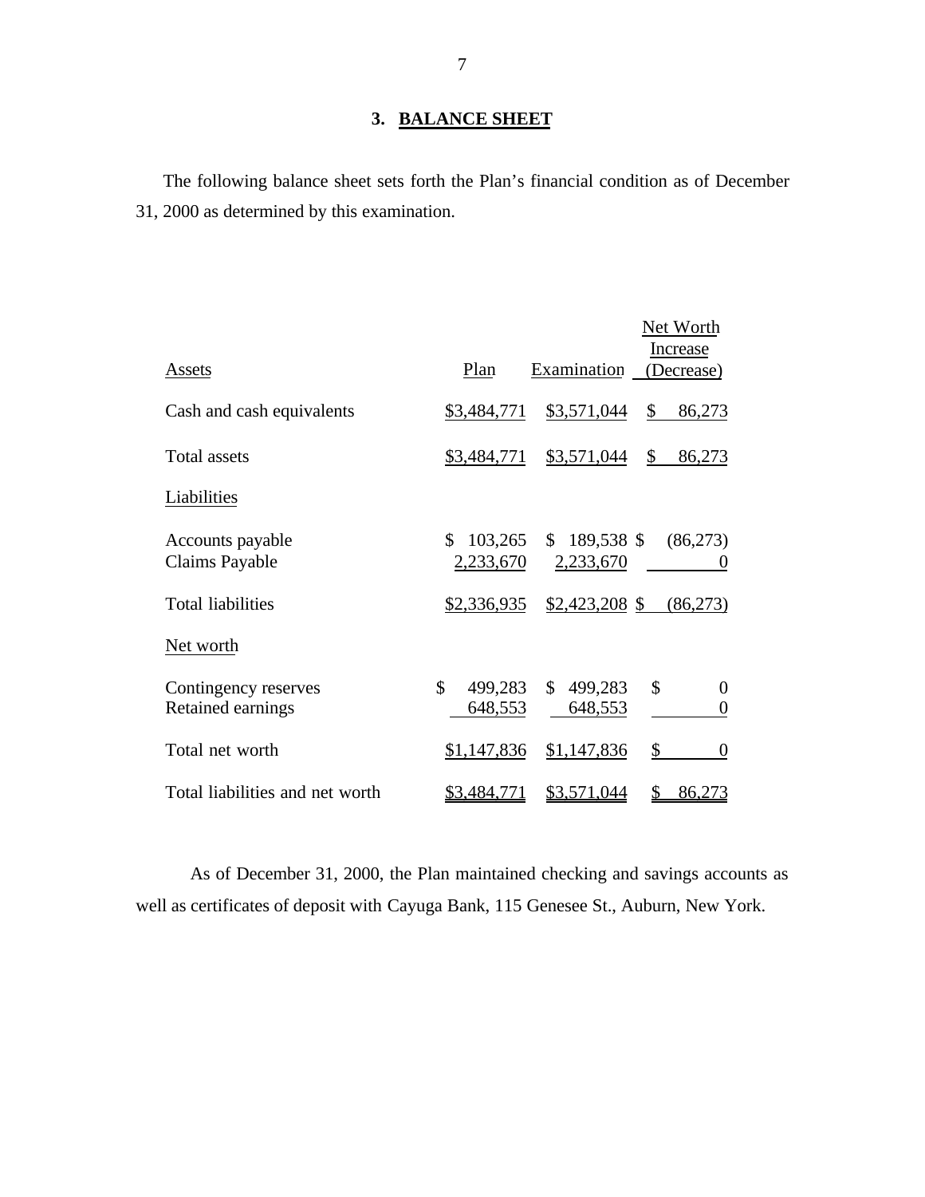## 3. BALANCE SHEET

The following balance sheet sets forth the Plan's financial condition as of December 31, 2000 as determined by this examination.

| Assets | Plan | Examination | Net Worth Increase (Decrease) |
|---|---|---|---|
| Cash and cash equivalents | $3,484,771 | $3,571,044 | $ 86,273 |
| Total assets | $3,484,771 | $3,571,044 | $ 86,273 |
| Liabilities | | | |
| Accounts payable | $ 103,265 | $ 189,538 | $ (86,273) |
| Claims Payable | 2,233,670 | 2,233,670 | 0 |
| Total liabilities | $2,336,935 | $2,423,208 | $ (86,273) |
| Net worth | | | |
| Contingency reserves | $ 499,283 | $ 499,283 | $ 0 |
| Retained earnings | 648,553 | 648,553 | 0 |
| Total net worth | $1,147,836 | $1,147,836 | $ 0 |
| Total liabilities and net worth | $3,484,771 | $3,571,044 | $ 86,273 |

As of December 31, 2000, the Plan maintained checking and savings accounts as well as certificates of deposit with Cayuga Bank, 115 Genesee St., Auburn, New York.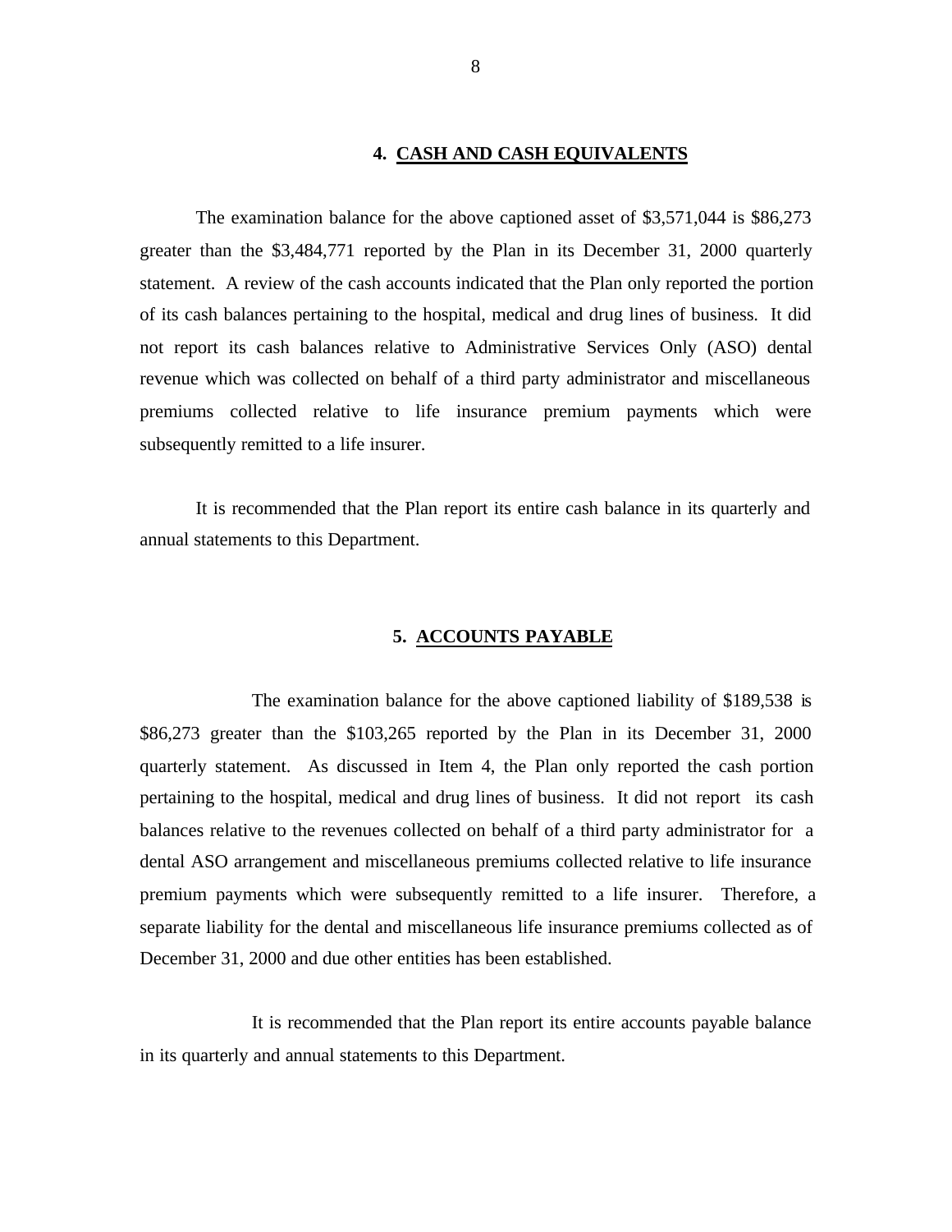## 4. CASH AND CASH EQUIVALENTS

The examination balance for the above captioned asset of $3,571,044 is $86,273 greater than the $3,484,771 reported by the Plan in its December 31, 2000 quarterly statement. A review of the cash accounts indicated that the Plan only reported the portion of its cash balances pertaining to the hospital, medical and drug lines of business. It did not report its cash balances relative to Administrative Services Only (ASO) dental revenue which was collected on behalf of a third party administrator and miscellaneous premiums collected relative to life insurance premium payments which were subsequently remitted to a life insurer.

It is recommended that the Plan report its entire cash balance in its quarterly and annual statements to this Department.

## 5. ACCOUNTS PAYABLE

The examination balance for the above captioned liability of $189,538 is $86,273 greater than the $103,265 reported by the Plan in its December 31, 2000 quarterly statement. As discussed in Item 4, the Plan only reported the cash portion pertaining to the hospital, medical and drug lines of business. It did not report its cash balances relative to the revenues collected on behalf of a third party administrator for a dental ASO arrangement and miscellaneous premiums collected relative to life insurance premium payments which were subsequently remitted to a life insurer. Therefore, a separate liability for the dental and miscellaneous life insurance premiums collected as of December 31, 2000 and due other entities has been established.

It is recommended that the Plan report its entire accounts payable balance in its quarterly and annual statements to this Department.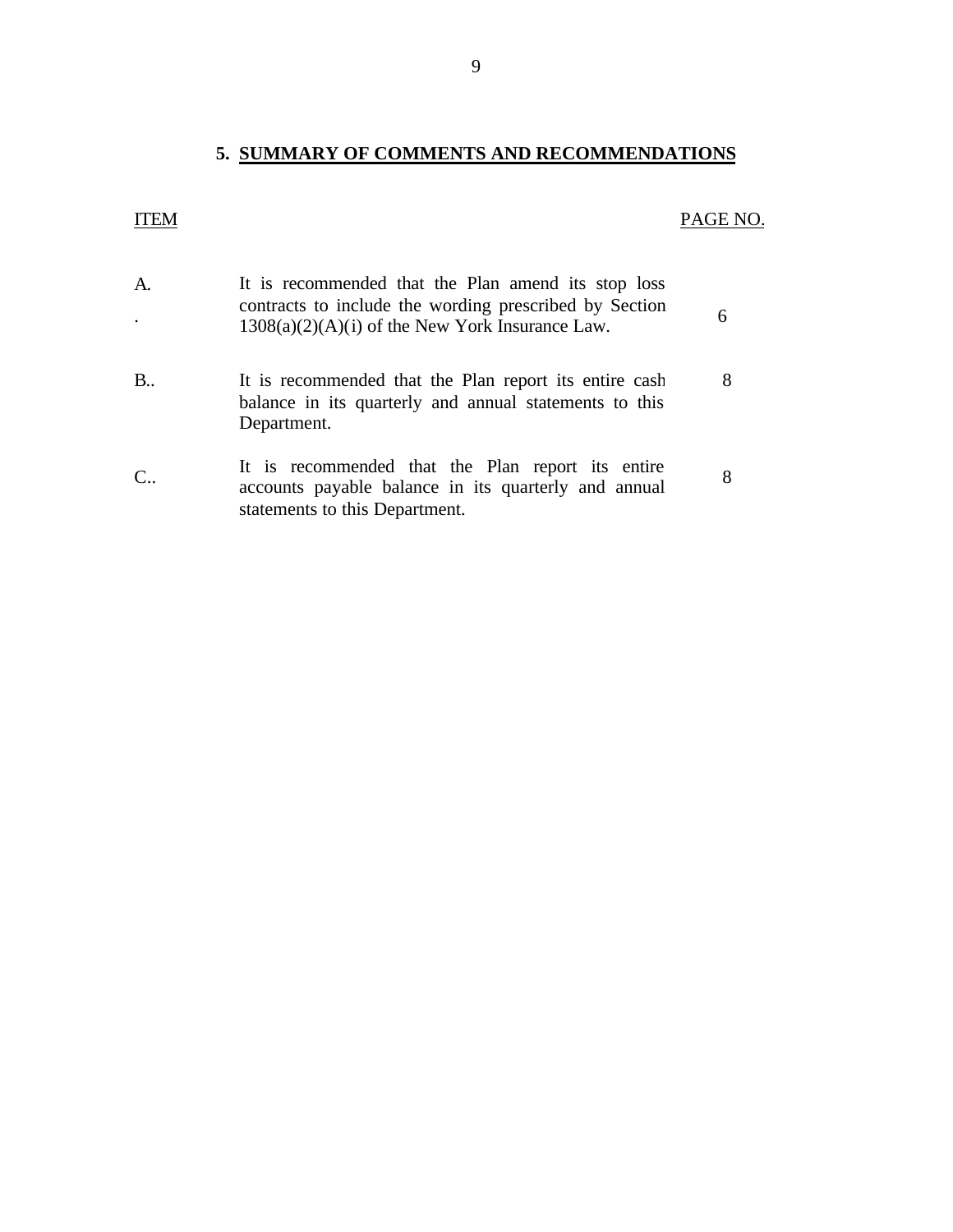## 5. SUMMARY OF COMMENTS AND RECOMMENDATIONS

| ITEM | | PAGE NO. |
|---|---|---|
| A. | It is recommended that the Plan amend its stop loss contracts to include the wording prescribed by Section 1308(a)(2)(A)(i) of the New York Insurance Law. | 6 |
| B.. | It is recommended that the Plan report its entire cash balance in its quarterly and annual statements to this Department. | 8 |
| C.. | It is recommended that the Plan report its entire accounts payable balance in its quarterly and annual statements to this Department. | 8 |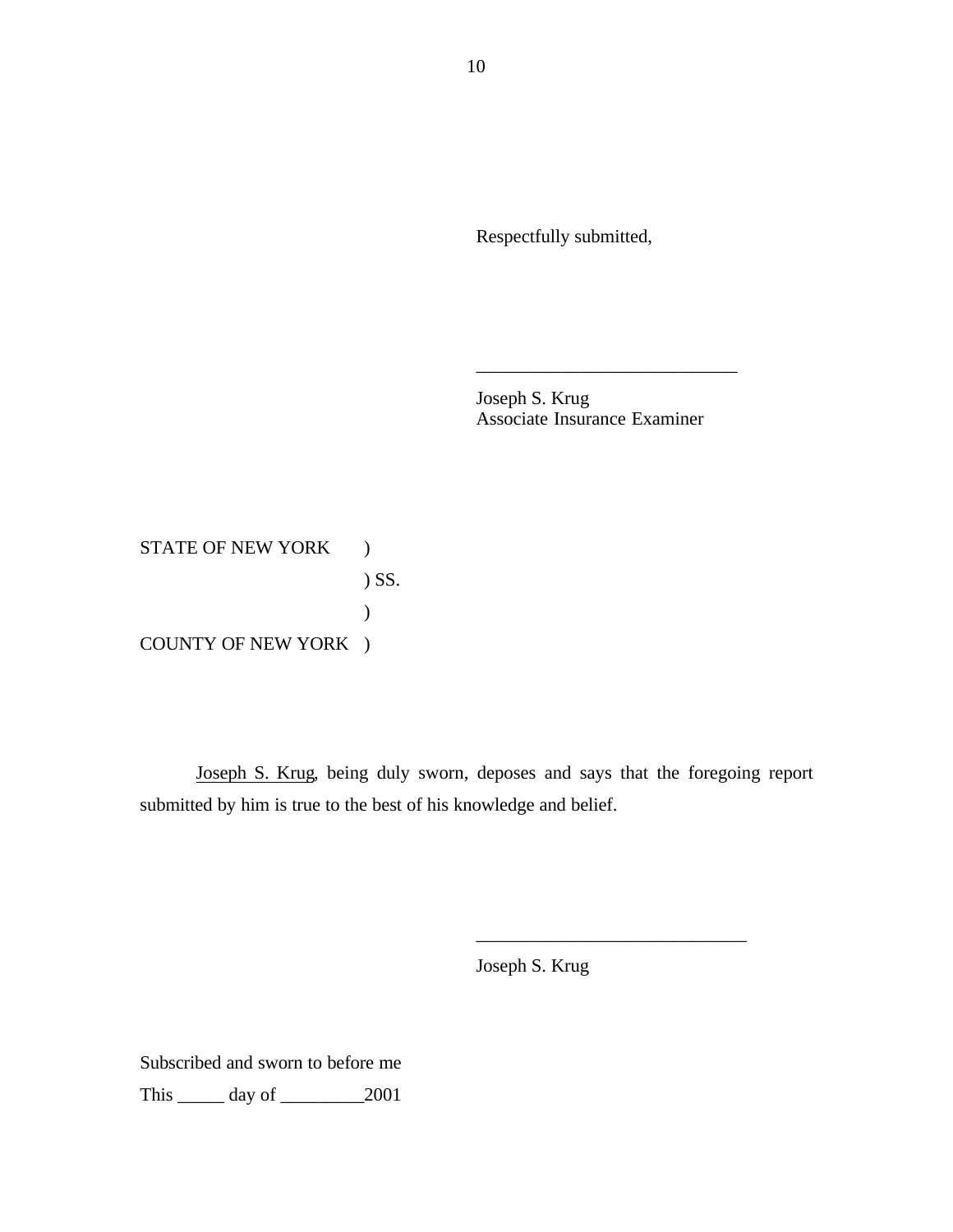Respectfully submitted,

____________________________

Joseph S. Krug
Associate Insurance Examiner

STATE OF NEW YORK )
) SS.
)
COUNTY OF NEW YORK )

Joseph S. Krug, being duly sworn, deposes and says that the foregoing report submitted by him is true to the best of his knowledge and belief.

____________________________

Joseph S. Krug

Subscribed and sworn to before me

This _____ day of _________2001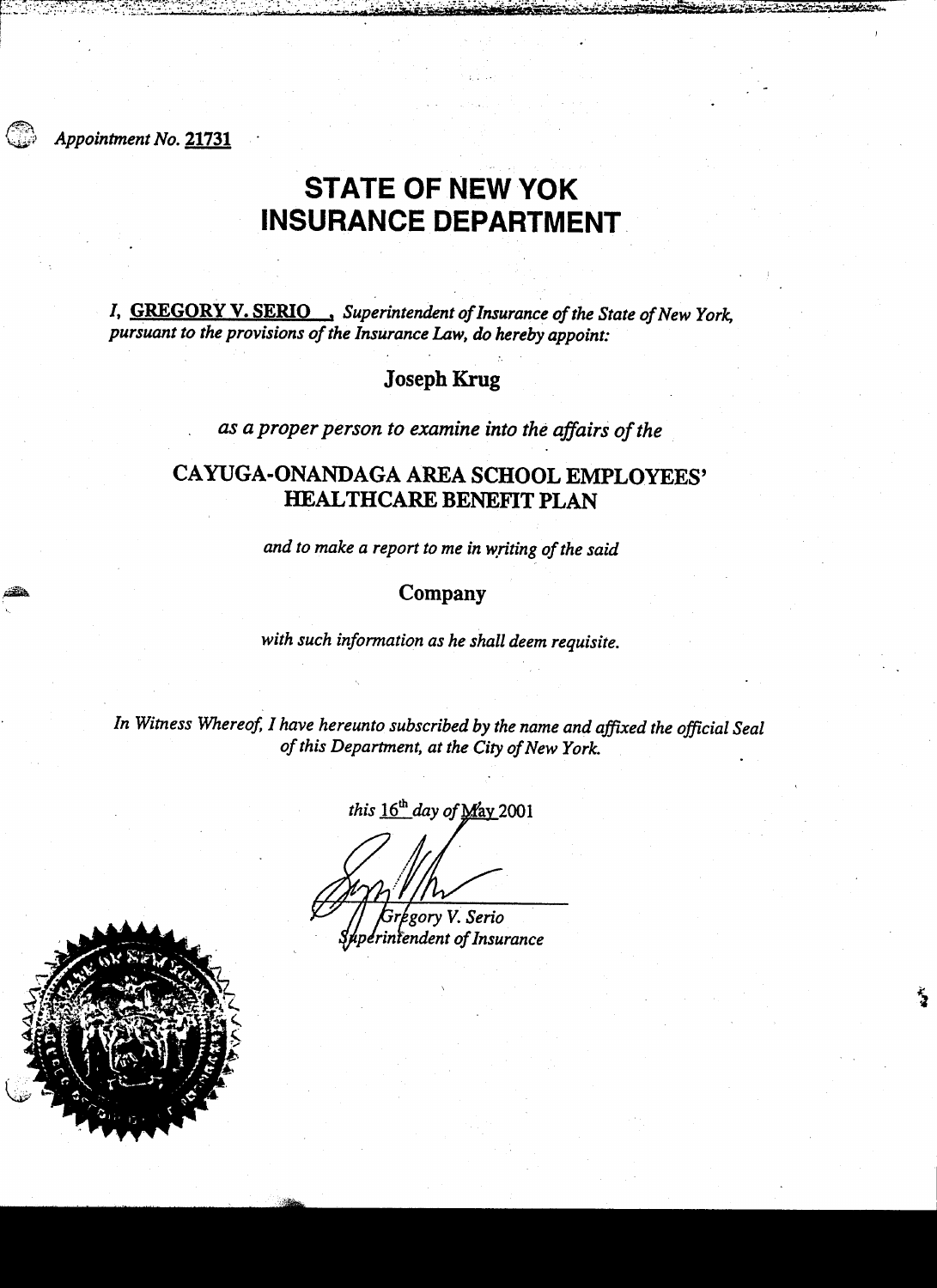*Appointment No.* 21731

# STATE OF NEW YOK
# INSURANCE DEPARTMENT

*I,* **GREGORY V. SERIO** *, Superintendent of Insurance of the State of New York, pursuant to the provisions of the Insurance Law, do hereby appoint:*

**Joseph Krug**

*as a proper person to examine into the affairs of the*

**CAYUGA-ONANDAGA AREA SCHOOL EMPLOYEES' HEALTHCARE BENEFIT PLAN**

*and to make a report to me in writing of the said*

**Company**

*with such information as he shall deem requisite.*

*In Witness Whereof, I have hereunto subscribed by the name and affixed the official Seal of this Department, at the City of New York.*

*this 16th day of May 2001*

*Gregory V. Serio*
*Superintendent of Insurance*